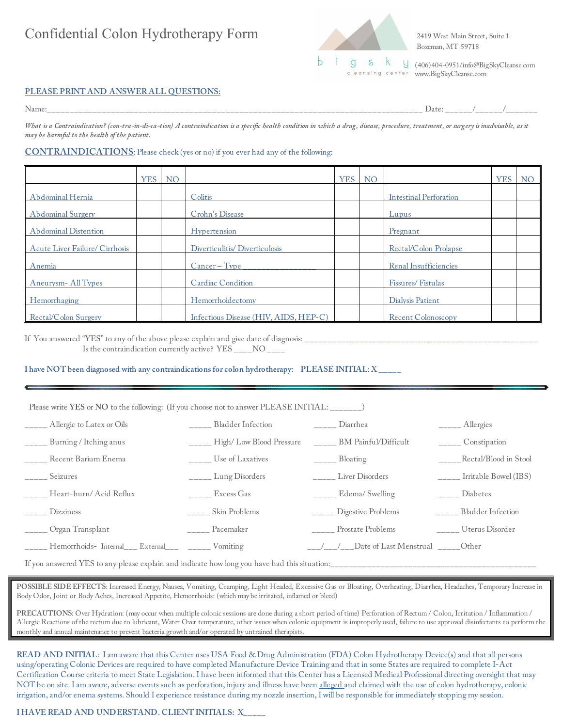# Confidential Colon Hydrotherapy Form

2419 West Main Street, Suite 1
Bozeman, MT 59718

(406)404-0951/info@BigSkyCleanse.com
www.BigSkyCleanse.com

**PLEASE PRINT AND ANSWER ALL QUESTIONS:**

Name:______________________________________________________________________________ Date: ______/______/_______

*What is a Contraindication? (con-tra-in-di-ca-tion) A contraindication is a specific health condition in which a drug, disease, procedure, treatment, or surgery is inadvisable, as it may be harmful to the health of the patient.*

**CONTRAINDICATIONS**: Please check (yes or no) if you ever had any of the following:

| | YES | NO | | YES | NO | | YES | NO |
|---|---|---|---|---|---|---|---|---|
| Abdominal Hernia | | | Colitis | | | Intestinal Perforation | | |
| Abdominal Surgery | | | Crohn's Disease | | | Lupus | | |
| Abdominal Distention | | | Hypertension | | | Pregnant | | |
| Acute Liver Failure/ Cirrhosis | | | Diverticulitis/ Diverticulosis | | | Rectal/Colon Prolapse | | |
| Anemia | | | Cancer – Type _______________ | | | Renal Insufficiencies | | |
| Aneurysm- All Types | | | Cardiac Condition | | | Fissures/ Fistulas | | |
| Hemorrhaging | | | Hemorrhoidectomy | | | Dialysis Patient | | |
| Rectal/Colon Surgery | | | Infectious Disease (HIV, AIDS, HEP-C) | | | Recent Colonoscopy | | |

If You answered "YES" to any of the above please explain and give date of diagnosis: ____________________________________________________
Is the contraindication currently active? YES ____NO ____

**I have NOT been diagnosed with any contraindications for colon hydrotherapy: PLEASE INITIAL: X _____**

---

Please write **YES** or **NO** to the following: (If you choose not to answer PLEASE INITIAL: _______)

_____ Allergic to Latex or Oils
_____ Bladder Infection
_____ Diarrhea
_____ Allergies
_____ Burning / Itching anus
_____ High/ Low Blood Pressure
_____ BM Painful/Difficult
_____ Constipation
_____ Recent Barium Enema
_____ Use of Laxatives
_____ Bloating
_____Rectal/Blood in Stool
_____ Seizures
_____ Lung Disorders
_____ Liver Disorders
_____ Irritable Bowel (IBS)
_____ Heart-burn/ Acid Reflux
_____ Excess Gas
_____ Edema/ Swelling
_____ Diabetes
_____ Dizziness
_____ Skin Problems
_____ Digestive Problems
_____ Bladder Infection
_____ Organ Transplant
_____ Pacemaker
_____ Prostate Problems
_____ Uterus Disorder
_____ Hemorrhoids- Internal___ External___
_____ Vomiting
___/___/___Date of Last Menstrual
_____Other

If you answered YES to any please explain and indicate how long you have had this situation:_______________________________________________

**POSSIBLE SIDE EFFECTS**: Increased Energy, Nausea, Vomiting, Cramping, Light Headed, Excessive Gas or Bloating, Overheating, Diarrhea, Headaches, Temporary Increase in Body Odor, Joint or Body Aches, Increased Appetite, Hemorrhoids: (which may be irritated, inflamed or bleed)

**PRECAUTIONS**: Over Hydration: (may occur when multiple colonic sessions are done during a short period of time) Perforation of Rectum / Colon, Irritation / Inflammation / Allergic Reactions of the rectum due to lubricant, Water Over temperature, other issues when colonic equipment is improperly used, failure to use approved disinfectants to perform the monthly and annual maintenance to prevent bacteria growth and/or operated by untrained therapists.

**READ AND INITIAL**: I am aware that this Center uses USA Food & Drug Administration (FDA) Colon Hydrotherapy Device(s) and that all persons using/operating Colonic Devices are required to have completed Manufacture Device Training and that in some States are required to complete I-Act Certification Course criteria to meet State Legislation. I have been informed that this Center has a Licensed Medical Professional directing oversight that may NOT be on site. I am aware, adverse events such as perforation, injury and illness have been alleged and claimed with the use of colon hydrotherapy, colonic irrigation, and/or enema systems. Should I experience resistance during my nozzle insertion, I will be responsible for immediately stopping my session.

**I HAVE READ AND UNDERSTAND. CLIENT INITIALS: X_____**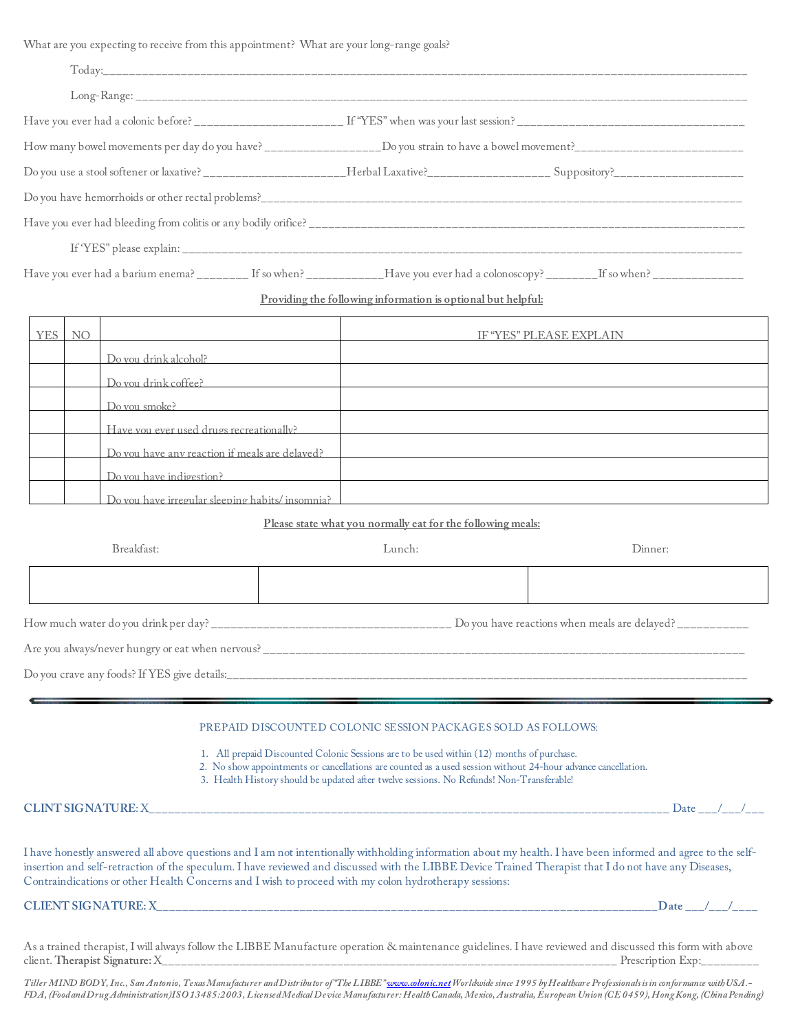What are you expecting to receive from this appointment? What are your long-range goals?

Today:_______________________________________________________________________________________________

Long-Range: _________________________________________________________________________________________

Have you ever had a colonic before? ______________________ If "YES" when was your last session? ____________________________________

How many bowel movements per day do you have? __________________Do you strain to have a bowel movement?__________________________

Do you use a stool softener or laxative? ______________________Herbal Laxative?___________________ Suppository?____________________

Do you have hemorrhoids or other rectal problems?____________________________________________________________________________

Have you ever had bleeding from colitis or any bodily orifice? _________________________________________________________________

If 'YES" please explain: _________________________________________________________________________________________

Have you ever had a barium enema? ________ If so when? ____________Have you ever had a colonoscopy? ________If so when? ______________

**Providing the following information is optional but helpful:**

| YES | NO | | IF "YES" PLEASE EXPLAIN |
|---|---|---|---|
| | | Do you drink alcohol? | |
| | | Do you drink coffee? | |
| | | Do you smoke? | |
| | | Have you ever used drugs recreationally? | |
| | | Do you have any reaction if meals are delayed? | |
| | | Do you have indigestion? | |
| | | Do you have irregular sleeping habits/ insomnia? | |

**Please state what you normally eat for the following meals:**

| Breakfast: | Lunch: | Dinner: |
|---|---|---|
| | | |

How much water do you drink per day? _____________________________________ Do you have reactions when meals are delayed? ___________

Are you always/never hungry or eat when nervous? ____________________________________________________________________________

Do you crave any foods? If YES give details:_________________________________________________________________________________

PREPAID DISCOUNTED COLONIC SESSION PACKAGES SOLD AS FOLLOWS:

1. All prepaid Discounted Colonic Sessions are to be used within (12) months of purchase.
2. No show appointments or cancellations are counted as a used session without 24-hour advance cancellation.
3. Health History should be updated after twelve sessions. No Refunds! Non-Transferable!

**CLINT SIGNATURE**: X________________________________________________________________________________ Date ___/___/___

I have honestly answered all above questions and I am not intentionally withholding information about my health. I have been informed and agree to the self-insertion and self-retraction of the speculum. I have reviewed and discussed with the LIBBE Device Trained Therapist that I do not have any Diseases, Contraindications or other Health Concerns and I wish to proceed with my colon hydrotherapy sessions:

**CLIENT SIGNATURE: X**_____________________________________________________________________________**Date** ___/___/____

As a trained therapist, I will always follow the LIBBE Manufacture operation & maintenance guidelines. I have reviewed and discussed this form with above client. **Therapist Signature:** X__________________________________________________________________________ Prescription Exp:_________

*Tiller MIND BODY, Inc., San Antonio, Texas Manufacturer and Distributor of "The LIBBE" www.colonic.net Worldwide since 1995 by Healthcare Professionals is in conformance with USA.-FDA, (Food and Drug Administration) ISO 13485:2003, Licensed Medical Device Manufacturer: Health Canada, Mexico, Australia, European Union (CE 0459), Hong Kong, (China Pending)*